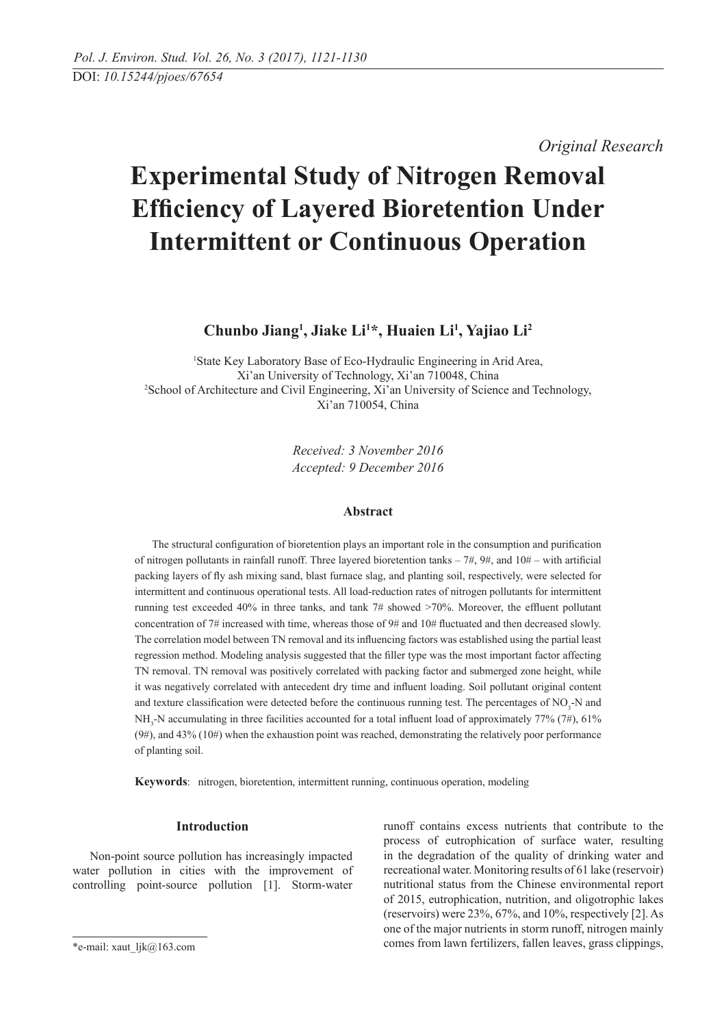*Original Research*

# Experimental Study of Nitrogen Removal Efficiency of Layered Bioretention Under Intermittent or Continuous Operation

**Chunbo Jiang[1], Jiake Li[1]*, Huaien Li[1], Yajiao Li[2]**

[1]State Key Laboratory Base of Eco-Hydraulic Engineering in Arid Area, Xi'an University of Technology, Xi'an 710048, China

[2]School of Architecture and Civil Engineering, Xi'an University of Science and Technology, Xi'an 710054, China

*Received: 3 November 2016*
*Accepted: 9 December 2016*

## Abstract

The structural configuration of bioretention plays an important role in the consumption and purification of nitrogen pollutants in rainfall runoff. Three layered bioretention tanks – 7#, 9#, and 10# – with artificial packing layers of fly ash mixing sand, blast furnace slag, and planting soil, respectively, were selected for intermittent and continuous operational tests. All load-reduction rates of nitrogen pollutants for intermittent running test exceeded 40% in three tanks, and tank 7# showed >70%. Moreover, the effluent pollutant concentration of 7# increased with time, whereas those of 9# and 10# fluctuated and then decreased slowly. The correlation model between TN removal and its influencing factors was established using the partial least regression method. Modeling analysis suggested that the filler type was the most important factor affecting TN removal. TN removal was positively correlated with packing factor and submerged zone height, while it was negatively correlated with antecedent dry time and influent loading. Soil pollutant original content and texture classification were detected before the continuous running test. The percentages of $NO_3$-N and $NH_3$-N accumulating in three facilities accounted for a total influent load of approximately 77% (7#), 61% (9#), and 43% (10#) when the exhaustion point was reached, demonstrating the relatively poor performance of planting soil.

**Keywords**: nitrogen, bioretention, intermittent running, continuous operation, modeling

## Introduction

Non-point source pollution has increasingly impacted water pollution in cities with the improvement of controlling point-source pollution [1]. Storm-water runoff contains excess nutrients that contribute to the process of eutrophication of surface water, resulting in the degradation of the quality of drinking water and recreational water. Monitoring results of 61 lake (reservoir) nutritional status from the Chinese environmental report of 2015, eutrophication, nutrition, and oligotrophic lakes (reservoirs) were 23%, 67%, and 10%, respectively [2]. As one of the major nutrients in storm runoff, nitrogen mainly comes from lawn fertilizers, fallen leaves, grass clippings,

*e-mail: xaut_ljk@163.com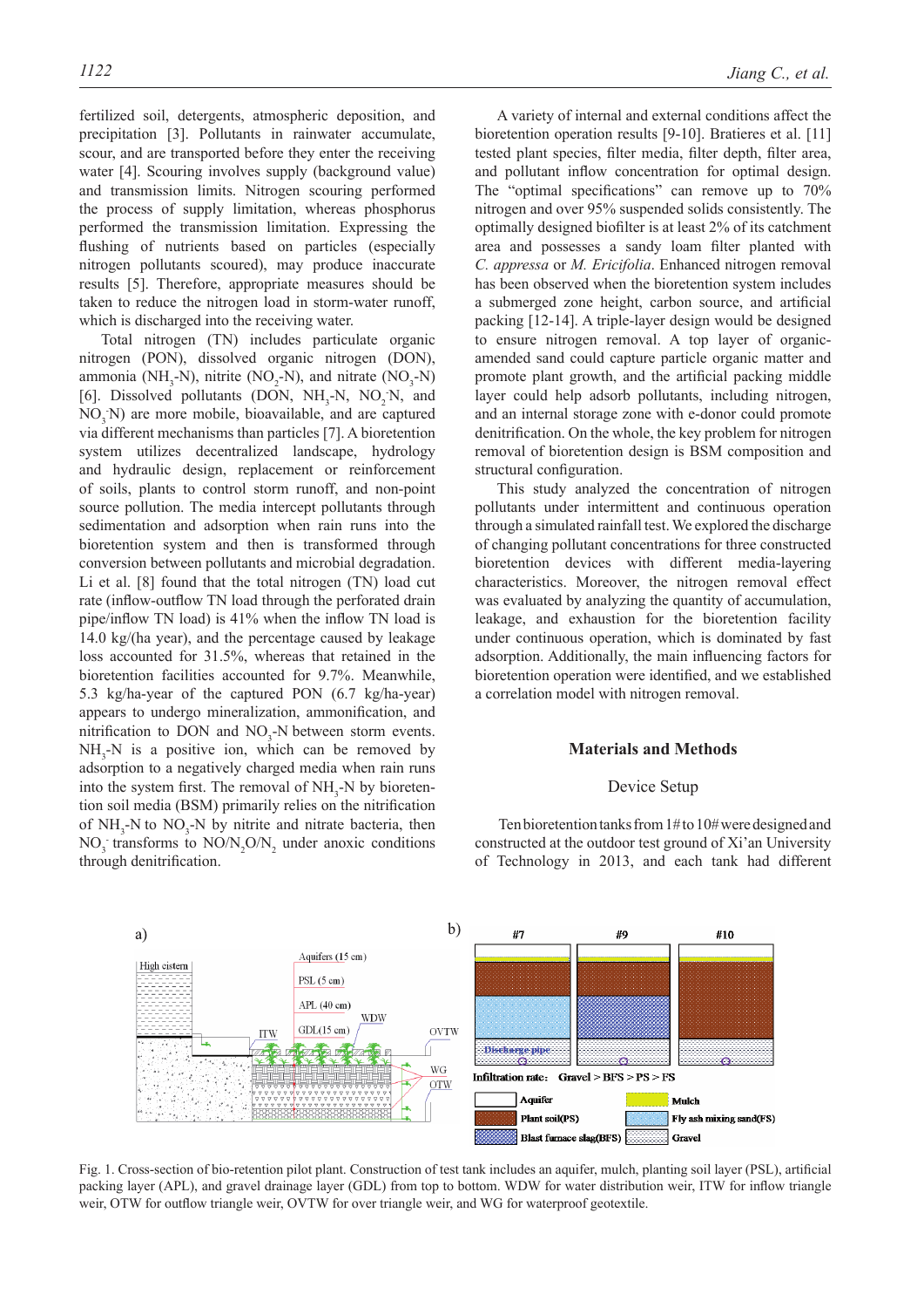fertilized soil, detergents, atmospheric deposition, and precipitation [3]. Pollutants in rainwater accumulate, scour, and are transported before they enter the receiving water [4]. Scouring involves supply (background value) and transmission limits. Nitrogen scouring performed the process of supply limitation, whereas phosphorus performed the transmission limitation. Expressing the flushing of nutrients based on particles (especially nitrogen pollutants scoured), may produce inaccurate results [5]. Therefore, appropriate measures should be taken to reduce the nitrogen load in storm-water runoff, which is discharged into the receiving water.

Total nitrogen (TN) includes particulate organic nitrogen (PON), dissolved organic nitrogen (DON), ammonia ($NH_3$-N), nitrite ($NO_2$-N), and nitrate ($NO_3$-N) [6]. Dissolved pollutants (DON, $NH_3$-N, $NO_2^-$N, and $NO_3^-$N) are more mobile, bioavailable, and are captured via different mechanisms than particles [7]. A bioretention system utilizes decentralized landscape, hydrology and hydraulic design, replacement or reinforcement of soils, plants to control storm runoff, and non-point source pollution. The media intercept pollutants through sedimentation and adsorption when rain runs into the bioretention system and then is transformed through conversion between pollutants and microbial degradation. Li et al. [8] found that the total nitrogen (TN) load cut rate (inflow-outflow TN load through the perforated drain pipe/inflow TN load) is 41% when the inflow TN load is 14.0 kg/(ha year), and the percentage caused by leakage loss accounted for 31.5%, whereas that retained in the bioretention facilities accounted for 9.7%. Meanwhile, 5.3 kg/ha-year of the captured PON (6.7 kg/ha-year) appears to undergo mineralization, ammonification, and nitrification to DON and $NO_3$-N between storm events. $NH_3$-N is a positive ion, which can be removed by adsorption to a negatively charged media when rain runs into the system first. The removal of $NH_3$-N by bioretention soil media (BSM) primarily relies on the nitrification of $NH_3$-N to $NO_3$-N by nitrite and nitrate bacteria, then $NO_3^-$ transforms to $NO/N_2O/N_2$ under anoxic conditions through denitrification.

A variety of internal and external conditions affect the bioretention operation results [9-10]. Bratieres et al. [11] tested plant species, filter media, filter depth, filter area, and pollutant inflow concentration for optimal design. The "optimal specifications" can remove up to 70% nitrogen and over 95% suspended solids consistently. The optimally designed biofilter is at least 2% of its catchment area and possesses a sandy loam filter planted with *C. appressa* or *M. Ericifolia*. Enhanced nitrogen removal has been observed when the bioretention system includes a submerged zone height, carbon source, and artificial packing [12-14]. A triple-layer design would be designed to ensure nitrogen removal. A top layer of organic-amended sand could capture particle organic matter and promote plant growth, and the artificial packing middle layer could help adsorb pollutants, including nitrogen, and an internal storage zone with e-donor could promote denitrification. On the whole, the key problem for nitrogen removal of bioretention design is BSM composition and structural configuration.

This study analyzed the concentration of nitrogen pollutants under intermittent and continuous operation through a simulated rainfall test. We explored the discharge of changing pollutant concentrations for three constructed bioretention devices with different media-layering characteristics. Moreover, the nitrogen removal effect was evaluated by analyzing the quantity of accumulation, leakage, and exhaustion for the bioretention facility under continuous operation, which is dominated by fast adsorption. Additionally, the main influencing factors for bioretention operation were identified, and we established a correlation model with nitrogen removal.

## Materials and Methods

### Device Setup

Ten bioretention tanks from 1# to 10# were designed and constructed at the outdoor test ground of Xi'an University of Technology in 2013, and each tank had different

Fig. 1. Cross-section of bio-retention pilot plant. Construction of test tank includes an aquifer, mulch, planting soil layer (PSL), artificial packing layer (APL), and gravel drainage layer (GDL) from top to bottom. WDW for water distribution weir, ITW for inflow triangle weir, OTW for outflow triangle weir, OVTW for over triangle weir, and WG for waterproof geotextile.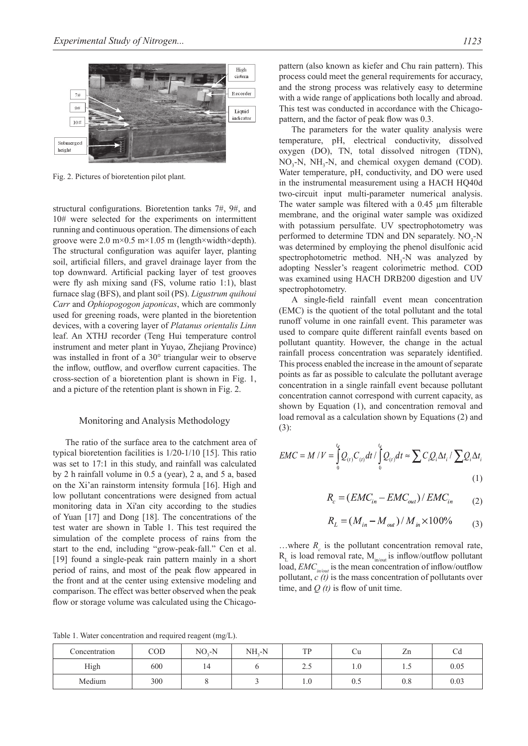Fig. 2. Pictures of bioretention pilot plant.

structural configurations. Bioretention tanks 7#, 9#, and 10# were selected for the experiments on intermittent running and continuous operation. The dimensions of each groove were 2.0 m×0.5 m×1.05 m (length×width×depth). The structural configuration was aquifer layer, planting soil, artificial fillers, and gravel drainage layer from the top downward. Artificial packing layer of test grooves were fly ash mixing sand (FS, volume ratio 1:1), blast furnace slag (BFS), and plant soil (PS). *Ligustrum quihoui Carr* and *Ophiopogon japonicas*, which are commonly used for greening roads, were planted in the bioretention devices, with a covering layer of *Platanus orientalis Linn* leaf. An XTHJ recorder (Teng Hui temperature control instrument and meter plant in Yuyao, Zhejiang Province) was installed in front of a 30° triangular weir to observe the inflow, outflow, and overflow current capacities. The cross-section of a bioretention plant is shown in Fig. 1, and a picture of the retention plant is shown in Fig. 2.

## Monitoring and Analysis Methodology

The ratio of the surface area to the catchment area of typical bioretention facilities is 1/20-1/10 [15]. This ratio was set to 17:1 in this study, and rainfall was calculated by 2 h rainfall volume in 0.5 a (year), 2 a, and 5 a, based on the Xi'an rainstorm intensity formula [16]. High and low pollutant concentrations were designed from actual monitoring data in Xi'an city according to the studies of Yuan [17] and Dong [18]. The concentrations of the test water are shown in Table 1. This test required the simulation of the complete process of rains from the start to the end, including "grow-peak-fall." Cen et al. [19] found a single-peak rain pattern mainly in a short period of rains, and most of the peak flow appeared in the front and at the center using extensive modeling and comparison. The effect was better observed when the peak flow or storage volume was calculated using the Chicago-pattern (also known as kiefer and Chu rain pattern). This process could meet the general requirements for accuracy, and the strong process was relatively easy to determine with a wide range of applications both locally and abroad. This test was conducted in accordance with the Chicago-pattern, and the factor of peak flow was 0.3.

The parameters for the water quality analysis were temperature, pH, electrical conductivity, dissolved oxygen (DO), TN, total dissolved nitrogen (TDN), $NO_3$-N, $NH_3$-N, and chemical oxygen demand (COD). Water temperature, pH, conductivity, and DO were used in the instrumental measurement using a HACH HQ40d two-circuit input multi-parameter numerical analysis. The water sample was filtered with a 0.45 μm filterable membrane, and the original water sample was oxidized with potassium persulfate. UV spectrophotometry was performed to determine TDN and DN separately. $NO_3$-N was determined by employing the phenol disulfonic acid spectrophotometric method. $NH_3$-N was analyzed by adopting Nessler's reagent colorimetric method. COD was examined using HACH DRB200 digestion and UV spectrophotometry.

A single-field rainfall event mean concentration (EMC) is the quotient of the total pollutant and the total runoff volume in one rainfall event. This parameter was used to compare quite different rainfall events based on pollutant quantity. However, the change in the actual rainfall process concentration was separately identified. This process enabled the increase in the amount of separate points as far as possible to calculate the pollutant average concentration in a single rainfall event because pollutant concentration cannot correspond with current capacity, as shown by Equation (1), and concentration removal and load removal as a calculation shown by Equations (2) and (3):

$$EMC = M/V = \int_0^{t_d} Q_{(t)} C_{(t)} dt \Big/ \int_0^{t_d} Q_{(t)} dt \approx \sum C_i Q_i \Delta t_i \Big/ \sum Q_i \Delta t_i \tag{1}$$

$$R_c = (EMC_{in} - EMC_{out}) / EMC_{in} \tag{2}$$

$$R_L = (M_{in} - M_{out}) / M_{in} \times 100\% \tag{3}$$

…where $R_c$ is the pollutant concentration removal rate, $R_L$ is load removal rate, $M_{in/out}$ is inflow/outflow pollutant load, $EMC_{in/out}$ is the mean concentration of inflow/outflow pollutant, $c\ (t)$ is the mass concentration of pollutants over time, and $Q\ (t)$ is flow of unit time.

Table 1. Water concentration and required reagent (mg/L).

| Concentration | COD | $NO_3$-N | $NH_3$-N | TP | Cu | Zn | Cd |
|---|---|---|---|---|---|---|---|
| High | 600 | 14 | 6 | 2.5 | 1.0 | 1.5 | 0.05 |
| Medium | 300 | 8 | 3 | 1.0 | 0.5 | 0.8 | 0.03 |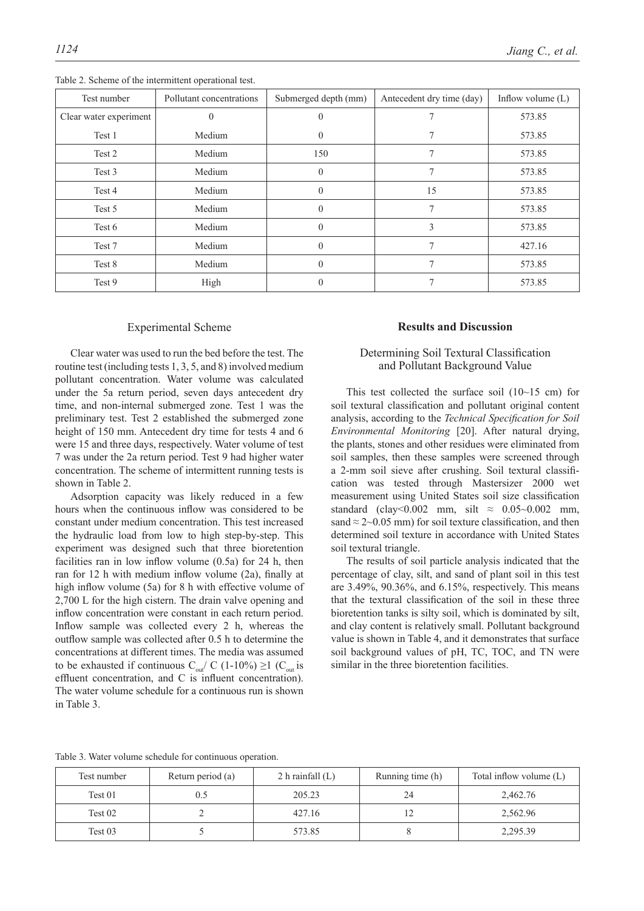Table 2. Scheme of the intermittent operational test.

| Test number | Pollutant concentrations | Submerged depth (mm) | Antecedent dry time (day) | Inflow volume (L) |
|---|---|---|---|---|
| Clear water experiment | 0 | 0 | 7 | 573.85 |
| Test 1 | Medium | 0 | 7 | 573.85 |
| Test 2 | Medium | 150 | 7 | 573.85 |
| Test 3 | Medium | 0 | 7 | 573.85 |
| Test 4 | Medium | 0 | 15 | 573.85 |
| Test 5 | Medium | 0 | 7 | 573.85 |
| Test 6 | Medium | 0 | 3 | 573.85 |
| Test 7 | Medium | 0 | 7 | 427.16 |
| Test 8 | Medium | 0 | 7 | 573.85 |
| Test 9 | High | 0 | 7 | 573.85 |

## Experimental Scheme

Clear water was used to run the bed before the test. The routine test (including tests 1, 3, 5, and 8) involved medium pollutant concentration. Water volume was calculated under the 5a return period, seven days antecedent dry time, and non-internal submerged zone. Test 1 was the preliminary test. Test 2 established the submerged zone height of 150 mm. Antecedent dry time for tests 4 and 6 were 15 and three days, respectively. Water volume of test 7 was under the 2a return period. Test 9 had higher water concentration. The scheme of intermittent running tests is shown in Table 2.

Adsorption capacity was likely reduced in a few hours when the continuous inflow was considered to be constant under medium concentration. This test increased the hydraulic load from low to high step-by-step. This experiment was designed such that three bioretention facilities ran in low inflow volume (0.5a) for 24 h, then ran for 12 h with medium inflow volume (2a), finally at high inflow volume (5a) for 8 h with effective volume of 2,700 L for the high cistern. The drain valve opening and inflow concentration were constant in each return period. Inflow sample was collected every 2 h, whereas the outflow sample was collected after 0.5 h to determine the concentrations at different times. The media was assumed to be exhausted if continuous $C_{out}/C$ (1-10%) $\geq 1$ ($C_{out}$ is effluent concentration, and C is influent concentration). The water volume schedule for a continuous run is shown in Table 3.

## Results and Discussion

### Determining Soil Textural Classification and Pollutant Background Value

This test collected the surface soil (10~15 cm) for soil textural classification and pollutant original content analysis, according to the *Technical Specification for Soil Environmental Monitoring* [20]. After natural drying, the plants, stones and other residues were eliminated from soil samples, then these samples were screened through a 2-mm soil sieve after crushing. Soil textural classification was tested through Mastersizer 2000 wet measurement using United States soil size classification standard (clay<0.002 mm, silt ≈ 0.05~0.002 mm, sand ≈ 2~0.05 mm) for soil texture classification, and then determined soil texture in accordance with United States soil textural triangle.

The results of soil particle analysis indicated that the percentage of clay, silt, and sand of plant soil in this test are 3.49%, 90.36%, and 6.15%, respectively. This means that the textural classification of the soil in these three bioretention tanks is silty soil, which is dominated by silt, and clay content is relatively small. Pollutant background value is shown in Table 4, and it demonstrates that surface soil background values of pH, TC, TOC, and TN were similar in the three bioretention facilities.

Table 3. Water volume schedule for continuous operation.

| Test number | Return period (a) | 2 h rainfall (L) | Running time (h) | Total inflow volume (L) |
|---|---|---|---|---|
| Test 01 | 0.5 | 205.23 | 24 | 2,462.76 |
| Test 02 | 2 | 427.16 | 12 | 2,562.96 |
| Test 03 | 5 | 573.85 | 8 | 2,295.39 |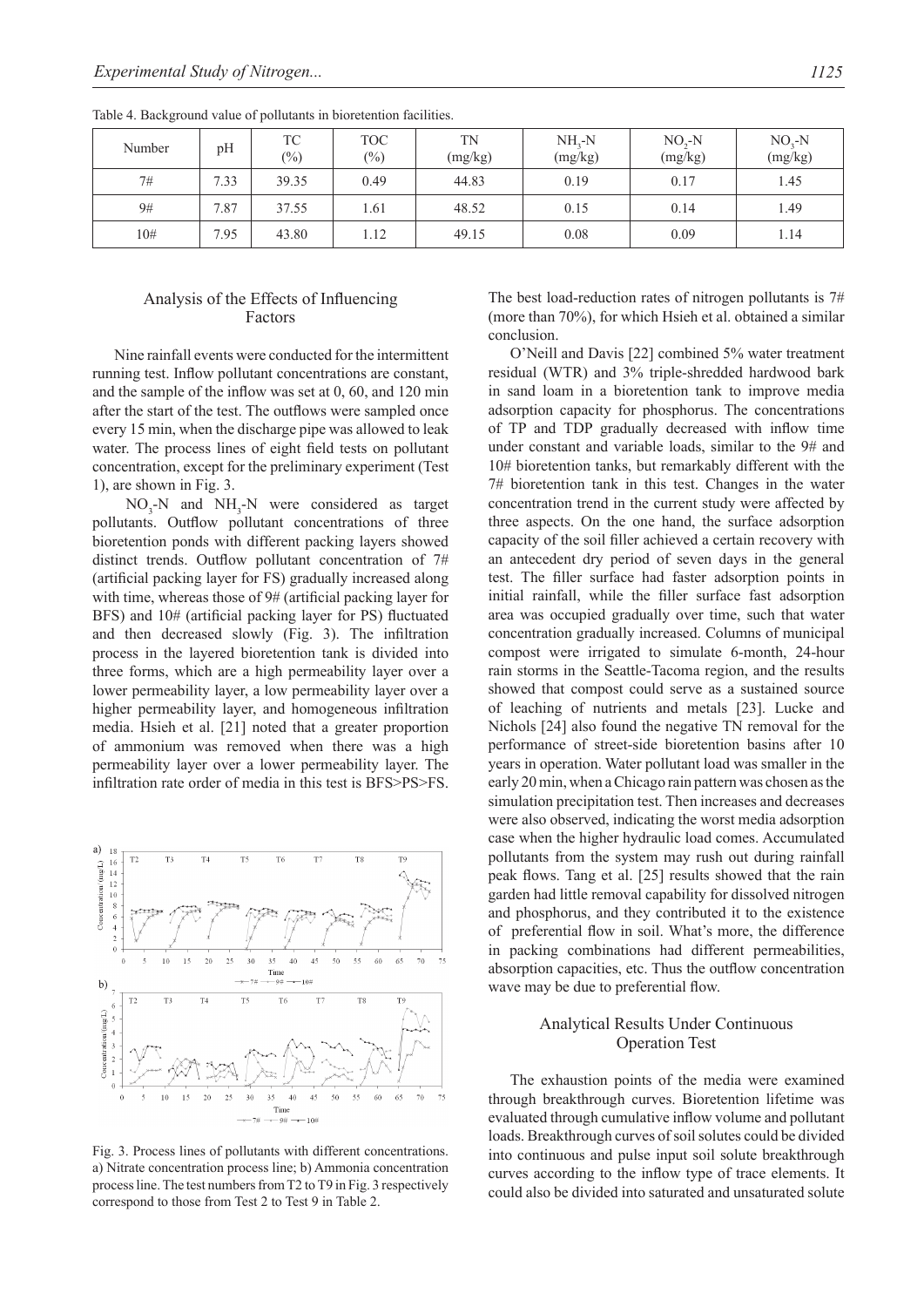Table 4. Background value of pollutants in bioretention facilities.

| Number | pH | TC (%) | TOC (%) | TN (mg/kg) | $NH_3$-N (mg/kg) | $NO_2$-N (mg/kg) | $NO_3$-N (mg/kg) |
|---|---|---|---|---|---|---|---|
| 7# | 7.33 | 39.35 | 0.49 | 44.83 | 0.19 | 0.17 | 1.45 |
| 9# | 7.87 | 37.55 | 1.61 | 48.52 | 0.15 | 0.14 | 1.49 |
| 10# | 7.95 | 43.80 | 1.12 | 49.15 | 0.08 | 0.09 | 1.14 |

## Analysis of the Effects of Influencing Factors

Nine rainfall events were conducted for the intermittent running test. Inflow pollutant concentrations are constant, and the sample of the inflow was set at 0, 60, and 120 min after the start of the test. The outflows were sampled once every 15 min, when the discharge pipe was allowed to leak water. The process lines of eight field tests on pollutant concentration, except for the preliminary experiment (Test 1), are shown in Fig. 3.

$NO_3$-N and $NH_3$-N were considered as target pollutants. Outflow pollutant concentrations of three bioretention ponds with different packing layers showed distinct trends. Outflow pollutant concentration of 7# (artificial packing layer for FS) gradually increased along with time, whereas those of 9# (artificial packing layer for BFS) and 10# (artificial packing layer for PS) fluctuated and then decreased slowly (Fig. 3). The infiltration process in the layered bioretention tank is divided into three forms, which are a high permeability layer over a lower permeability layer, a low permeability layer over a higher permeability layer, and homogeneous infiltration media. Hsieh et al. [21] noted that a greater proportion of ammonium was removed when there was a high permeability layer over a lower permeability layer. The infiltration rate order of media in this test is BFS>PS>FS.

Fig. 3. Process lines of pollutants with different concentrations. a) Nitrate concentration process line; b) Ammonia concentration process line. The test numbers from T2 to T9 in Fig. 3 respectively correspond to those from Test 2 to Test 9 in Table 2.

The best load-reduction rates of nitrogen pollutants is 7# (more than 70%), for which Hsieh et al. obtained a similar conclusion.

O'Neill and Davis [22] combined 5% water treatment residual (WTR) and 3% triple-shredded hardwood bark in sand loam in a bioretention tank to improve media adsorption capacity for phosphorus. The concentrations of TP and TDP gradually decreased with inflow time under constant and variable loads, similar to the 9# and 10# bioretention tanks, but remarkably different with the 7# bioretention tank in this test. Changes in the water concentration trend in the current study were affected by three aspects. On the one hand, the surface adsorption capacity of the soil filler achieved a certain recovery with an antecedent dry period of seven days in the general test. The filler surface had faster adsorption points in initial rainfall, while the filler surface fast adsorption area was occupied gradually over time, such that water concentration gradually increased. Columns of municipal compost were irrigated to simulate 6-month, 24-hour rain storms in the Seattle-Tacoma region, and the results showed that compost could serve as a sustained source of leaching of nutrients and metals [23]. Lucke and Nichols [24] also found the negative TN removal for the performance of street-side bioretention basins after 10 years in operation. Water pollutant load was smaller in the early 20 min, when a Chicago rain pattern was chosen as the simulation precipitation test. Then increases and decreases were also observed, indicating the worst media adsorption case when the higher hydraulic load comes. Accumulated pollutants from the system may rush out during rainfall peak flows. Tang et al. [25] results showed that the rain garden had little removal capability for dissolved nitrogen and phosphorus, and they contributed it to the existence of preferential flow in soil. What's more, the difference in packing combinations had different permeabilities, absorption capacities, etc. Thus the outflow concentration wave may be due to preferential flow.

## Analytical Results Under Continuous Operation Test

The exhaustion points of the media were examined through breakthrough curves. Bioretention lifetime was evaluated through cumulative inflow volume and pollutant loads. Breakthrough curves of soil solutes could be divided into continuous and pulse input soil solute breakthrough curves according to the inflow type of trace elements. It could also be divided into saturated and unsaturated solute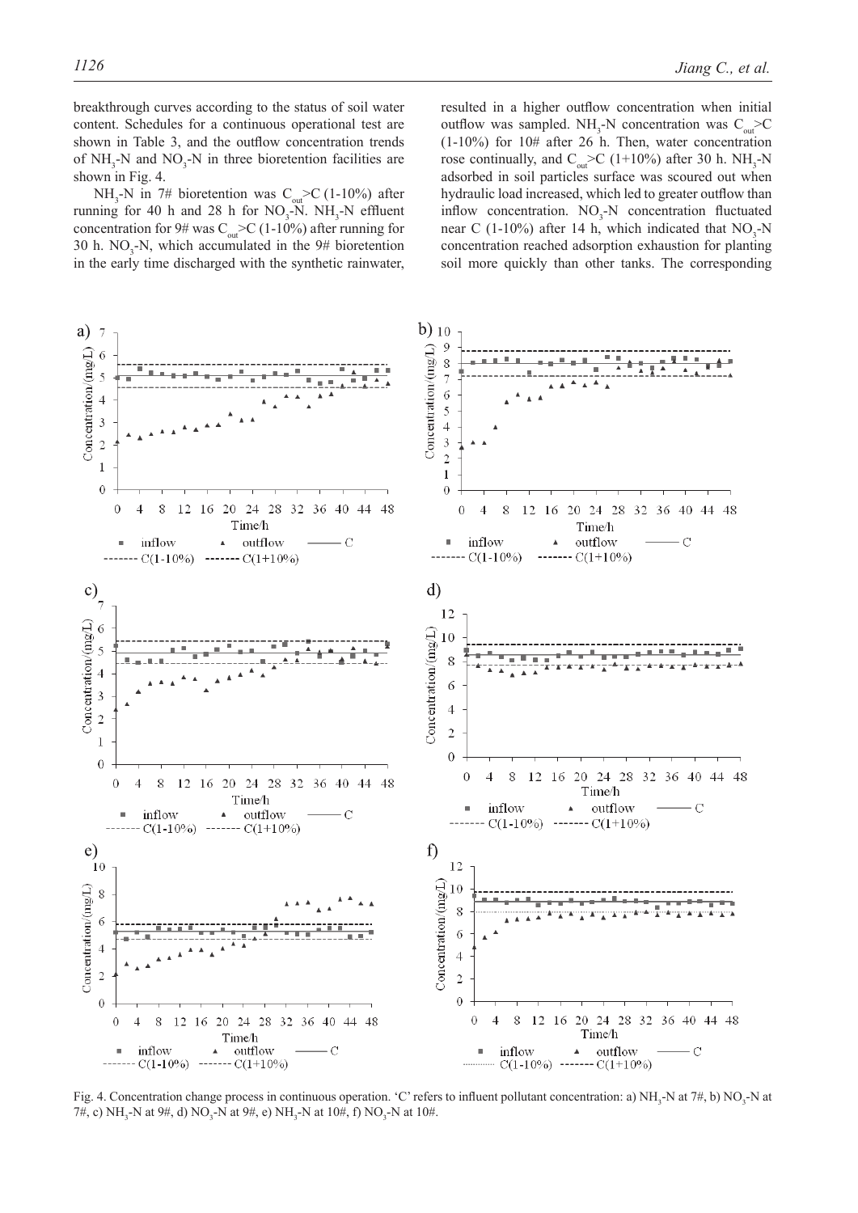breakthrough curves according to the status of soil water content. Schedules for a continuous operational test are shown in Table 3, and the outflow concentration trends of $NH_3$-N and $NO_3$-N in three bioretention facilities are shown in Fig. 4.

$NH_3$-N in 7# bioretention was $C_{out}$>C (1-10%) after running for 40 h and 28 h for $NO_3$-N. $NH_3$-N effluent concentration for 9# was $C_{out}$>C (1-10%) after running for 30 h. $NO_3$-N, which accumulated in the 9# bioretention in the early time discharged with the synthetic rainwater, resulted in a higher outflow concentration when initial outflow was sampled. $NH_3$-N concentration was $C_{out}$>C (1-10%) for 10# after 26 h. Then, water concentration rose continually, and $C_{out}$>C (1+10%) after 30 h. $NH_3$-N adsorbed in soil particles surface was scoured out when hydraulic load increased, which led to greater outflow than inflow concentration. $NO_3$-N concentration fluctuated near C (1-10%) after 14 h, which indicated that $NO_3$-N concentration reached adsorption exhaustion for planting soil more quickly than other tanks. The corresponding

Fig. 4. Concentration change process in continuous operation. 'C' refers to influent pollutant concentration: a) $NH_3$-N at 7#, b) $NO_3$-N at 7#, c) $NH_3$-N at 9#, d) $NO_3$-N at 9#, e) $NH_3$-N at 10#, f) $NO_3$-N at 10#.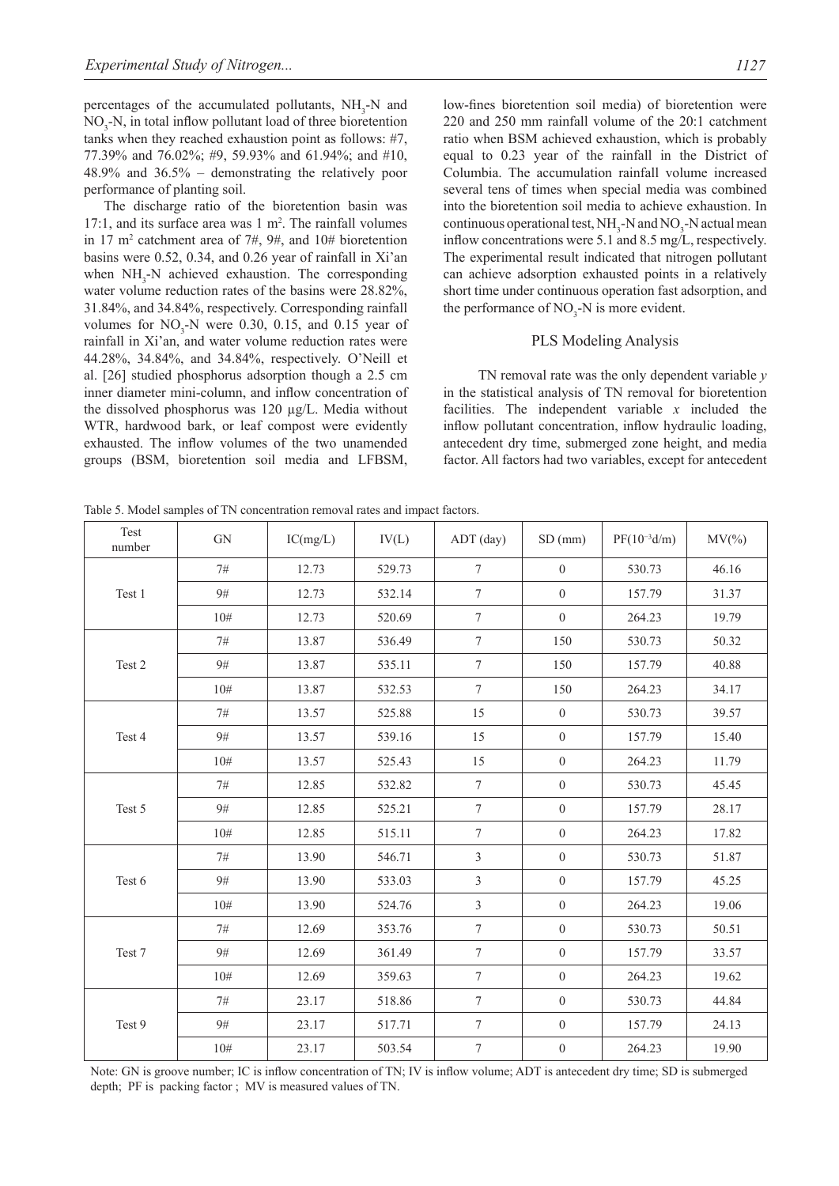percentages of the accumulated pollutants, $NH_3$-N and $NO_3$-N, in total inflow pollutant load of three bioretention tanks when they reached exhaustion point as follows: #7, 77.39% and 76.02%; #9, 59.93% and 61.94%; and #10, 48.9% and 36.5% – demonstrating the relatively poor performance of planting soil.

The discharge ratio of the bioretention basin was 17:1, and its surface area was 1 $m^2$. The rainfall volumes in 17 $m^2$ catchment area of 7#, 9#, and 10# bioretention basins were 0.52, 0.34, and 0.26 year of rainfall in Xi'an when $NH_3$-N achieved exhaustion. The corresponding water volume reduction rates of the basins were 28.82%, 31.84%, and 34.84%, respectively. Corresponding rainfall volumes for $NO_3$-N were 0.30, 0.15, and 0.15 year of rainfall in Xi'an, and water volume reduction rates were 44.28%, 34.84%, and 34.84%, respectively. O'Neill et al. [26] studied phosphorus adsorption though a 2.5 cm inner diameter mini-column, and inflow concentration of the dissolved phosphorus was 120 µg/L. Media without WTR, hardwood bark, or leaf compost were evidently exhausted. The inflow volumes of the two unamended groups (BSM, bioretention soil media and LFBSM, low-fines bioretention soil media) of bioretention were 220 and 250 mm rainfall volume of the 20:1 catchment ratio when BSM achieved exhaustion, which is probably equal to 0.23 year of the rainfall in the District of Columbia. The accumulation rainfall volume increased several tens of times when special media was combined into the bioretention soil media to achieve exhaustion. In continuous operational test, $NH_3$-N and $NO_3$-N actual mean inflow concentrations were 5.1 and 8.5 mg/L, respectively. The experimental result indicated that nitrogen pollutant can achieve adsorption exhausted points in a relatively short time under continuous operation fast adsorption, and the performance of $NO_3$-N is more evident.

## PLS Modeling Analysis

TN removal rate was the only dependent variable *y* in the statistical analysis of TN removal for bioretention facilities. The independent variable *x* included the inflow pollutant concentration, inflow hydraulic loading, antecedent dry time, submerged zone height, and media factor. All factors had two variables, except for antecedent

Table 5. Model samples of TN concentration removal rates and impact factors.

| Test number | GN | IC(mg/L) | IV(L) | ADT (day) | SD (mm) | PF($10^{-3}$d/m) | MV(%) |
|---|---|---|---|---|---|---|---|
| Test 1 | 7# | 12.73 | 529.73 | 7 | 0 | 530.73 | 46.16 |
| | 9# | 12.73 | 532.14 | 7 | 0 | 157.79 | 31.37 |
| | 10# | 12.73 | 520.69 | 7 | 0 | 264.23 | 19.79 |
| Test 2 | 7# | 13.87 | 536.49 | 7 | 150 | 530.73 | 50.32 |
| | 9# | 13.87 | 535.11 | 7 | 150 | 157.79 | 40.88 |
| | 10# | 13.87 | 532.53 | 7 | 150 | 264.23 | 34.17 |
| Test 4 | 7# | 13.57 | 525.88 | 15 | 0 | 530.73 | 39.57 |
| | 9# | 13.57 | 539.16 | 15 | 0 | 157.79 | 15.40 |
| | 10# | 13.57 | 525.43 | 15 | 0 | 264.23 | 11.79 |
| Test 5 | 7# | 12.85 | 532.82 | 7 | 0 | 530.73 | 45.45 |
| | 9# | 12.85 | 525.21 | 7 | 0 | 157.79 | 28.17 |
| | 10# | 12.85 | 515.11 | 7 | 0 | 264.23 | 17.82 |
| Test 6 | 7# | 13.90 | 546.71 | 3 | 0 | 530.73 | 51.87 |
| | 9# | 13.90 | 533.03 | 3 | 0 | 157.79 | 45.25 |
| | 10# | 13.90 | 524.76 | 3 | 0 | 264.23 | 19.06 |
| Test 7 | 7# | 12.69 | 353.76 | 7 | 0 | 530.73 | 50.51 |
| | 9# | 12.69 | 361.49 | 7 | 0 | 157.79 | 33.57 |
| | 10# | 12.69 | 359.63 | 7 | 0 | 264.23 | 19.62 |
| Test 9 | 7# | 23.17 | 518.86 | 7 | 0 | 530.73 | 44.84 |
| | 9# | 23.17 | 517.71 | 7 | 0 | 157.79 | 24.13 |
| | 10# | 23.17 | 503.54 | 7 | 0 | 264.23 | 19.90 |

Note: GN is groove number; IC is inflow concentration of TN; IV is inflow volume; ADT is antecedent dry time; SD is submerged depth; PF is packing factor ; MV is measured values of TN.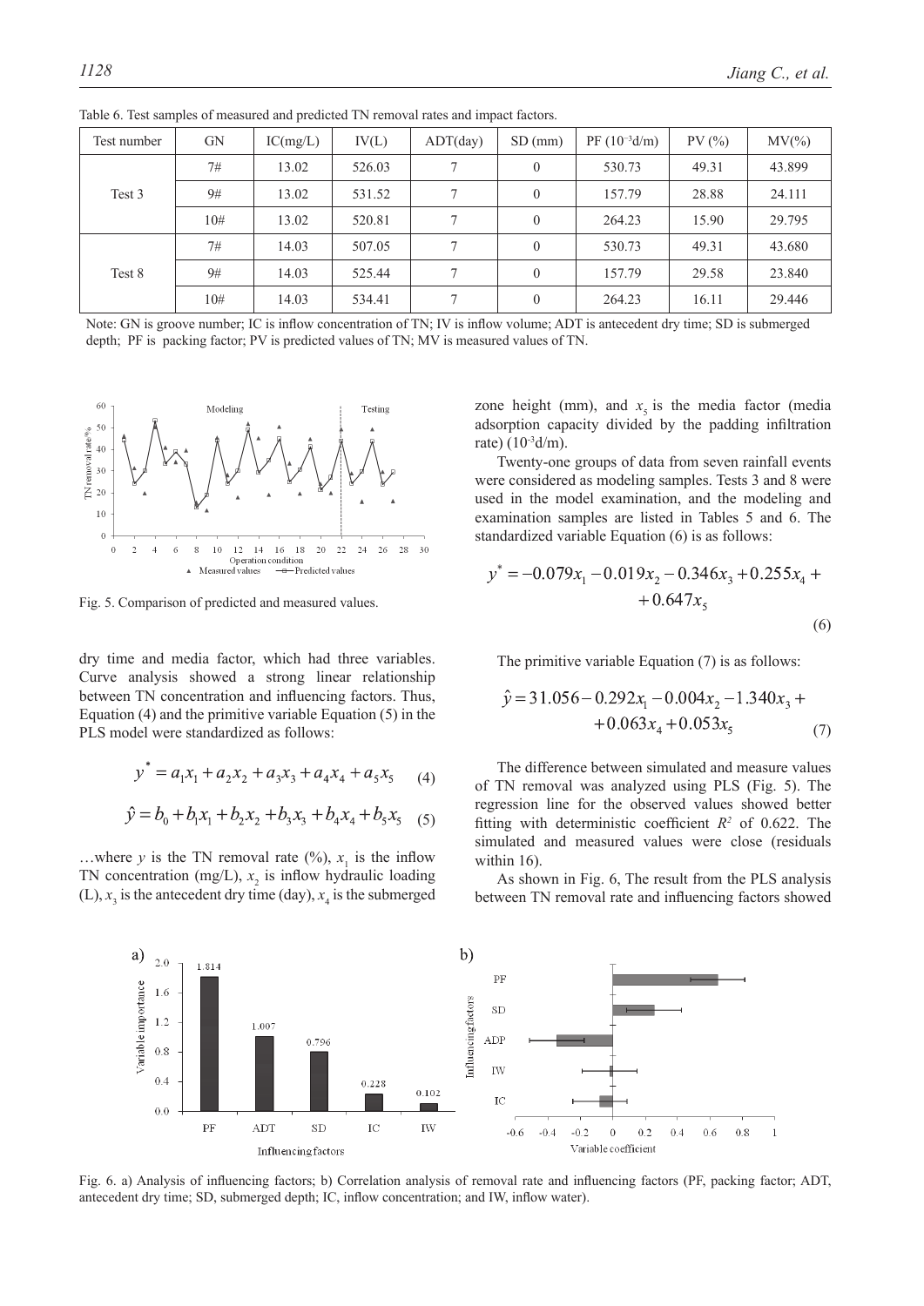Table 6. Test samples of measured and predicted TN removal rates and impact factors.

| Test number | GN | IC(mg/L) | IV(L) | ADT(day) | SD (mm) | PF ($10^{-3}$d/m) | PV (%) | MV(%) |
|---|---|---|---|---|---|---|---|---|
| Test 3 | 7# | 13.02 | 526.03 | 7 | 0 | 530.73 | 49.31 | 43.899 |
| | 9# | 13.02 | 531.52 | 7 | 0 | 157.79 | 28.88 | 24.111 |
| | 10# | 13.02 | 520.81 | 7 | 0 | 264.23 | 15.90 | 29.795 |
| Test 8 | 7# | 14.03 | 507.05 | 7 | 0 | 530.73 | 49.31 | 43.680 |
| | 9# | 14.03 | 525.44 | 7 | 0 | 157.79 | 29.58 | 23.840 |
| | 10# | 14.03 | 534.41 | 7 | 0 | 264.23 | 16.11 | 29.446 |

Note: GN is groove number; IC is inflow concentration of TN; IV is inflow volume; ADT is antecedent dry time; SD is submerged depth; PF is packing factor; PV is predicted values of TN; MV is measured values of TN.

Fig. 5. Comparison of predicted and measured values.

dry time and media factor, which had three variables. Curve analysis showed a strong linear relationship between TN concentration and influencing factors. Thus, Equation (4) and the primitive variable Equation (5) in the PLS model were standardized as follows:

$$y^* = a_1x_1 + a_2x_2 + a_3x_3 + a_4x_4 + a_5x_5 \quad (4)$$

$$\hat{y} = b_0 + b_1x_1 + b_2x_2 + b_3x_3 + b_4x_4 + b_5x_5 \quad (5)$$

…where $y$ is the TN removal rate (%), $x_1$ is the inflow TN concentration (mg/L), $x_2$ is inflow hydraulic loading (L), $x_3$ is the antecedent dry time (day), $x_4$ is the submerged zone height (mm), and $x_5$ is the media factor (media adsorption capacity divided by the padding infiltration rate) ($10^{-3}$d/m).

Twenty-one groups of data from seven rainfall events were considered as modeling samples. Tests 3 and 8 were used in the model examination, and the modeling and examination samples are listed in Tables 5 and 6. The standardized variable Equation (6) is as follows:

$$y^* = -0.079x_1 - 0.019x_2 - 0.346x_3 + 0.255x_4 + 0.647x_5 \quad (6)$$

The primitive variable Equation (7) is as follows:

$$\hat{y} = 31.056 - 0.292x_1 - 0.004x_2 - 1.340x_3 + 0.063x_4 + 0.053x_5 \quad (7)$$

The difference between simulated and measure values of TN removal was analyzed using PLS (Fig. 5). The regression line for the observed values showed better fitting with deterministic coefficient $R^2$ of 0.622. The simulated and measured values were close (residuals within 16).

As shown in Fig. 6, The result from the PLS analysis between TN removal rate and influencing factors showed

Fig. 6. a) Analysis of influencing factors; b) Correlation analysis of removal rate and influencing factors (PF, packing factor; ADT, antecedent dry time; SD, submerged depth; IC, inflow concentration; and IW, inflow water).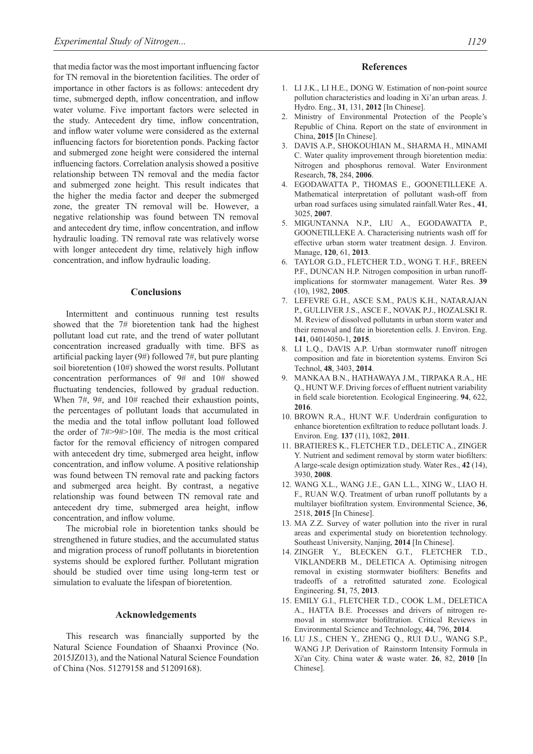that media factor was the most important influencing factor for TN removal in the bioretention facilities. The order of importance in other factors is as follows: antecedent dry time, submerged depth, inflow concentration, and inflow water volume. Five important factors were selected in the study. Antecedent dry time, inflow concentration, and inflow water volume were considered as the external influencing factors for bioretention ponds. Packing factor and submerged zone height were considered the internal influencing factors. Correlation analysis showed a positive relationship between TN removal and the media factor and submerged zone height. This result indicates that the higher the media factor and deeper the submerged zone, the greater TN removal will be. However, a negative relationship was found between TN removal and antecedent dry time, inflow concentration, and inflow hydraulic loading. TN removal rate was relatively worse with longer antecedent dry time, relatively high inflow concentration, and inflow hydraulic loading.

## Conclusions

Intermittent and continuous running test results showed that the 7# bioretention tank had the highest pollutant load cut rate, and the trend of water pollutant concentration increased gradually with time. BFS as artificial packing layer (9#) followed 7#, but pure planting soil bioretention (10#) showed the worst results. Pollutant concentration performances of 9# and 10# showed fluctuating tendencies, followed by gradual reduction. When 7#, 9#, and 10# reached their exhaustion points, the percentages of pollutant loads that accumulated in the media and the total inflow pollutant load followed the order of 7#>9#>10#. The media is the most critical factor for the removal efficiency of nitrogen compared with antecedent dry time, submerged area height, inflow concentration, and inflow volume. A positive relationship was found between TN removal rate and packing factors and submerged area height. By contrast, a negative relationship was found between TN removal rate and antecedent dry time, submerged area height, inflow concentration, and inflow volume.

The microbial role in bioretention tanks should be strengthened in future studies, and the accumulated status and migration process of runoff pollutants in bioretention systems should be explored further. Pollutant migration should be studied over time using long-term test or simulation to evaluate the lifespan of bioretention.

## Acknowledgements

This research was financially supported by the Natural Science Foundation of Shaanxi Province (No. 2015JZ013), and the National Natural Science Foundation of China (Nos. 51279158 and 51209168).

## References

1. LI J.K., LI H.E., DONG W. Estimation of non-point source pollution characteristics and loading in Xi'an urban areas. J. Hydro. Eng., **31**, 131, **2012** [In Chinese].
2. Ministry of Environmental Protection of the People's Republic of China. Report on the state of environment in China, **2015** [In Chinese].
3. DAVIS A.P., SHOKOUHIAN M., SHARMA H., MINAMI C. Water quality improvement through bioretention media: Nitrogen and phosphorus removal. Water Environment Research, **78**, 284, **2006**.
4. EGODAWATTA P., THOMAS E., GOONETILLEKE A. Mathematical interpretation of pollutant wash-off from urban road surfaces using simulated rainfall.Water Res., **41**, 3025, **2007**.
5. MIGUNTANNA N.P., LIU A., EGODAWATTA P., GOONETILLEKE A. Characterising nutrients wash off for effective urban storm water treatment design. J. Environ. Manage, **120**, 61, **2013**.
6. TAYLOR G.D., FLETCHER T.D., WONG T. H.F., BREEN P.F., DUNCAN H.P. Nitrogen composition in urban runoff-implications for stormwater management. Water Res. **39** (10), 1982, **2005**.
7. LEFEVRE G.H., ASCE S.M., PAUS K.H., NATARAJAN P., GULLIVER J.S., ASCE F., NOVAK P.J., HOZALSKI R. M. Review of dissolved pollutants in urban storm water and their removal and fate in bioretention cells. J. Environ. Eng. **141**, 04014050-1, **2015**.
8. LI L.Q., DAVIS A.P. Urban stormwater runoff nitrogen composition and fate in bioretention systems. Environ Sci Technol, **48**, 3403, **2014**.
9. MANKAA B.N., HATHAWAYA J.M., TIRPAKA R.A., HE Q., HUNT W.F. Driving forces of effluent nutrient variability in field scale bioretention. Ecological Engineering. **94**, 622, **2016**.
10. BROWN R.A., HUNT W.F. Underdrain configuration to enhance bioretention exfiltration to reduce pollutant loads. J. Environ. Eng. **137** (11), 1082, **2011**.
11. BRATIERES K., FLETCHER T.D., DELETIC A., ZINGER Y. Nutrient and sediment removal by storm water biofilters: A large-scale design optimization study. Water Res., **42** (14), 3930, **2008**.
12. WANG X.L., WANG J.E., GAN L.L., XING W., LIAO H. F., RUAN W.Q. Treatment of urban runoff pollutants by a multilayer biofiltration system. Environmental Science, **36**, 2518, **2015** [In Chinese].
13. MA Z.Z. Survey of water pollution into the river in rural areas and experimental study on bioretention technology. Southeast University, Nanjing, **2014** [In Chinese].
14. ZINGER Y., BLECKEN G.T., FLETCHER T.D., VIKLANDERB M., DELETICA A. Optimising nitrogen removal in existing stormwater biofilters: Benefits and tradeoffs of a retrofitted saturated zone. Ecological Engineering. **51**, 75, **2013**.
15. EMILY G.I., FLETCHER T.D., COOK L.M., DELETICA A., HATTA B.E. Processes and drivers of nitrogen removal in stormwater biofiltration. Critical Reviews in Environmental Science and Technology, **44**, 796, **2014**.
16. LU J.S., CHEN Y., ZHENG Q., RUI D.U., WANG S.P., WANG J.P. Derivation of Rainstorm Intensity Formula in Xi'an City. China water & waste water. **26**, 82, **2010** [In Chinese].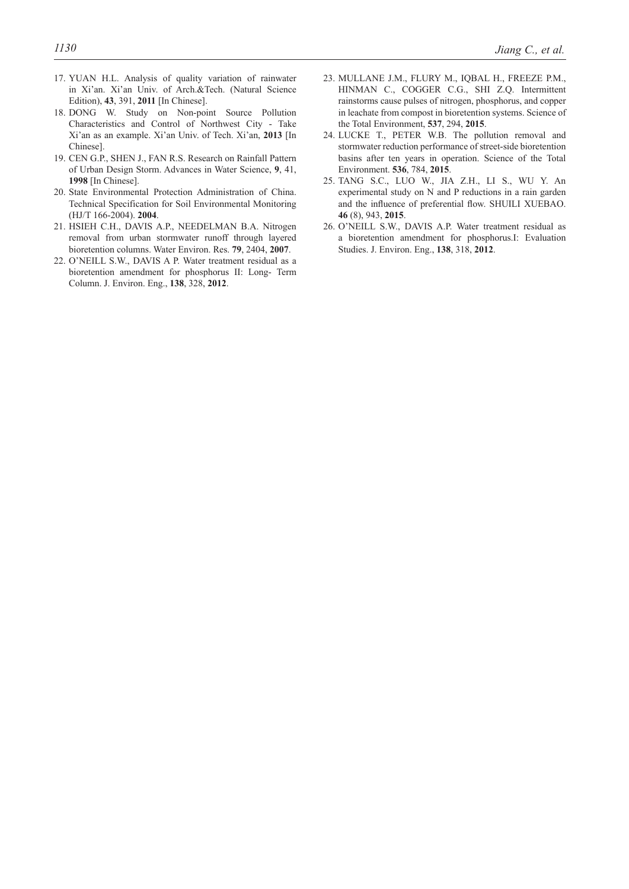17. YUAN H.L. Analysis of quality variation of rainwater in Xi'an. Xi'an Univ. of Arch.&Tech. (Natural Science Edition), **43**, 391, **2011** [In Chinese].
18. DONG W. Study on Non-point Source Pollution Characteristics and Control of Northwest City - Take Xi'an as an example. Xi'an Univ. of Tech. Xi'an, **2013** [In Chinese].
19. CEN G.P., SHEN J., FAN R.S. Research on Rainfall Pattern of Urban Design Storm. Advances in Water Science, **9**, 41, **1998** [In Chinese].
20. State Environmental Protection Administration of China. Technical Specification for Soil Environmental Monitoring (HJ/T 166-2004). **2004**.
21. HSIEH C.H., DAVIS A.P., NEEDELMAN B.A. Nitrogen removal from urban stormwater runoff through layered bioretention columns. Water Environ. Res. **79**, 2404, **2007**.
22. O'NEILL S.W., DAVIS A P. Water treatment residual as a bioretention amendment for phosphorus II: Long- Term Column. J. Environ. Eng., **138**, 328, **2012**.
23. MULLANE J.M., FLURY M., IQBAL H., FREEZE P.M., HINMAN C., COGGER C.G., SHI Z.Q. Intermittent rainstorms cause pulses of nitrogen, phosphorus, and copper in leachate from compost in bioretention systems. Science of the Total Environment, **537**, 294, **2015**.
24. LUCKE T., PETER W.B. The pollution removal and stormwater reduction performance of street-side bioretention basins after ten years in operation. Science of the Total Environment. **536**, 784, **2015**.
25. TANG S.C., LUO W., JIA Z.H., LI S., WU Y. An experimental study on N and P reductions in a rain garden and the influence of preferential flow. SHUILI XUEBAO. **46** (8), 943, **2015**.
26. O'NEILL S.W., DAVIS A.P. Water treatment residual as a bioretention amendment for phosphorus.I: Evaluation Studies. J. Environ. Eng., **138**, 318, **2012**.